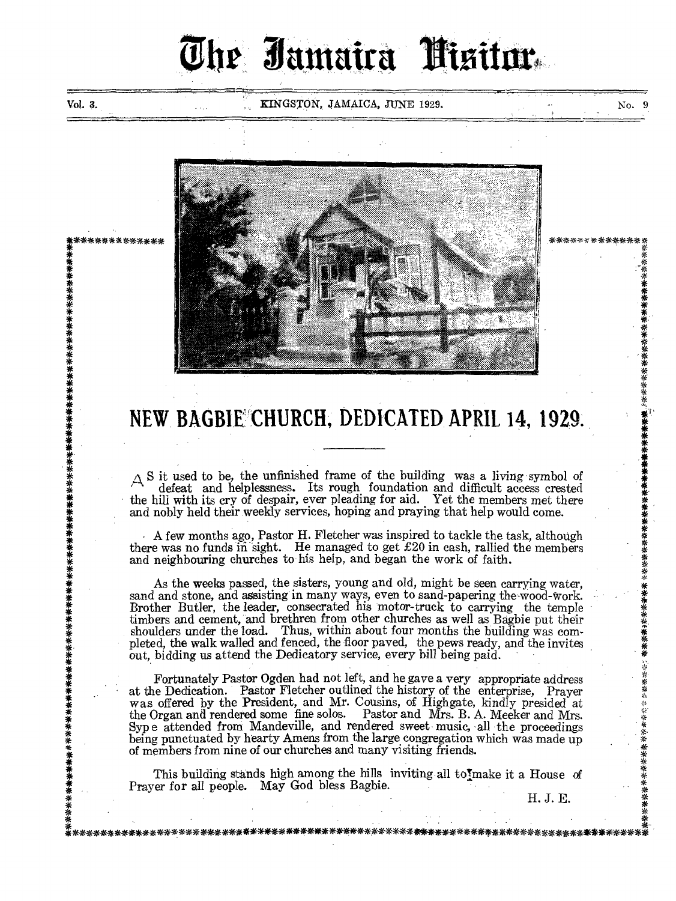# The Jamaica Visitor

Vol. 3. KINGSTON, JAMAICA, JUNE 1929. No. 9

## NEW BAGBIE CHURCH, DEDICATED APRIL 14, 1929.

AS it used to be, the unfinished frame of the building was a living symbol of defeat and helplessness. Its rough foundation and difficult access crested the hill with its cry of despair, ever pleading for aid. Yet the members met there and nobly held their weekly services, hoping and praying that help would come.

A few months ago, Pastor H. Fletcher was inspired to tackle the task, although there was no funds in sight. He managed to get £20 in cash, rallied the members and neighbouring churches to his help, and began the work of faith.

As the weeks passed, the sisters, young and old, might be seen carrying water, sand and stone, and assisting in many ways, even to sand-papering the wood-work. Brother Butler, the leader, consecrated his motor-truck to carrying the temple timbers and cement, and brethren from other churches as well as Bagbie put their shoulders under the load. Thus, within about four months the building was completed, the walk walled and fenced, the floor paved, the pews ready, and the invites out, bidding us attend the Dedicatory service, every bill being paid.

Fortunately Pastor Ogden had not left, and he gave a very appropriate address at the Dedication. Pastor Fletcher outlined the history of the enterprise, Prayer was offered by the President, and Mr. Cousins, of Highgate, kindly presided at the Organ and rendered some fine solos. Pastor and Mrs. B. A. Meeker and Mrs. Sype attended from Mandeville, and rendered sweet music, all the proceedings being punctuated by hearty Amens from the large congregation which was made up of members from nine of our churches and many visiting friends.

This building stands high among the hills inviting all to make it a House of Prayer for all people. May God bless Bagbie.

H. J. E.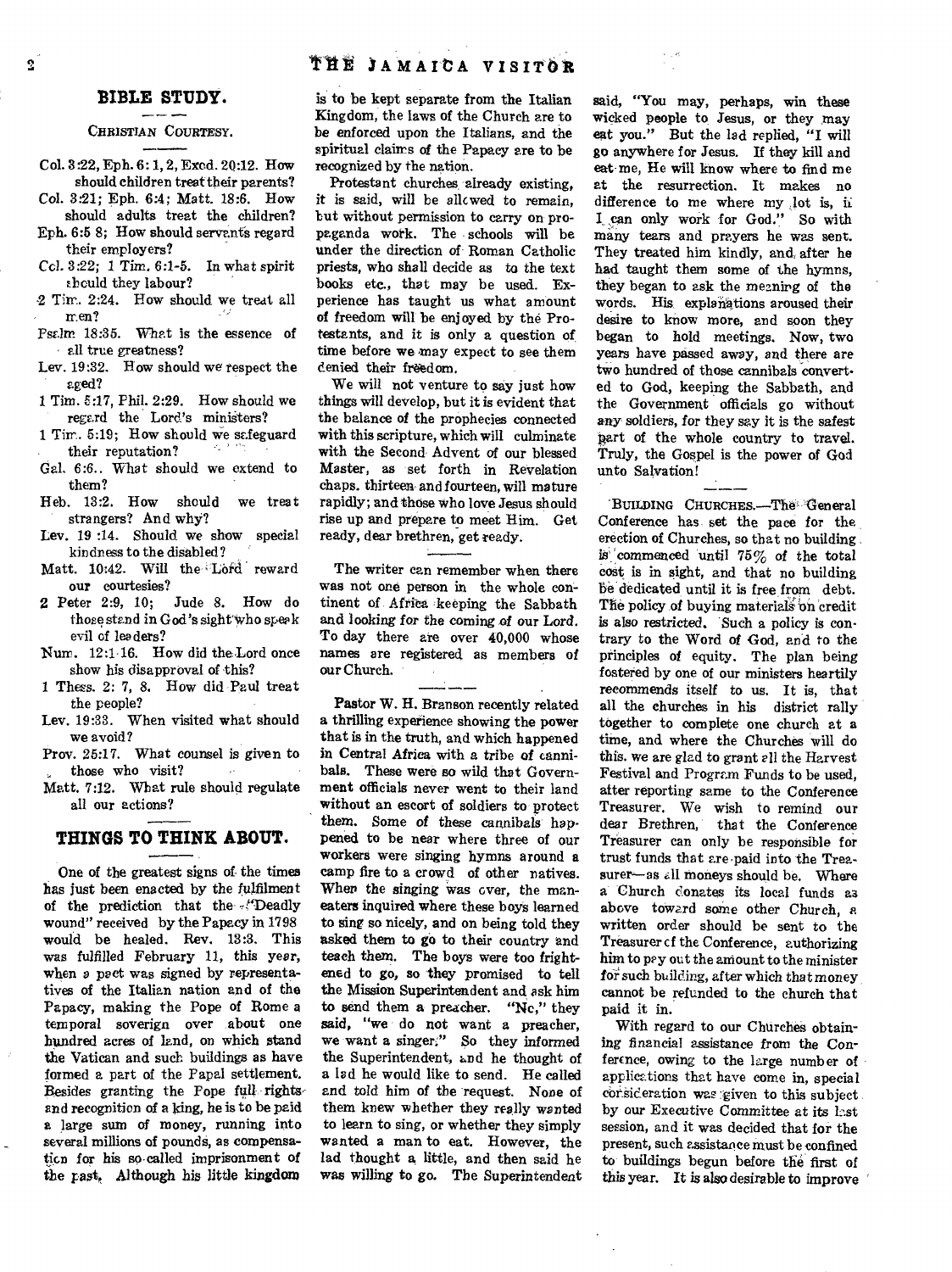## BIBLE STUDY.

### CHRISTIAN COURTESY.

Col. 3:22, Eph. 6:1, 2, Exod. 20:12. How should children treat their parents?

Col. 3:21; Eph. 6:4; Matt. 18:6. How should adults treat the children?

Eph. 6:5 8; How should servants regard their employers?

Col. 3:22; 1 Tim. 6:1-5. In what spirit should they labour?

2 Tim. 2:24. How should we treat all men?

Psalm 18:35. What is the essence of all true greatness?

Lev. 19:32. How should we respect the aged?

1 Tim. 5:17, Phil. 2:29. How should we regard the Lord's ministers?

1 Tim. 5:19; How should we safeguard their reputation?

Gal. 6:6.. What should we extend to them?

Heb. 13:2. How should we treat strangers? And why?

Lev. 19:14. Should we show special kindness to the disabled?

Matt. 10:42. Will the Lord reward our courtesies?

2 Peter 2:9, 10; Jude 8. How do those stand in God's sight who speak evil of leaders?

Num. 12:1-16. How did the Lord once show his disapproval of this?

1 Thess. 2: 7, 8. How did Paul treat the people?

Lev. 19:33. When visited what should we avoid?

Prov. 25:17. What counsel is given to those who visit?

Matt. 7:12. What rule should regulate all our actions?

## THINGS TO THINK ABOUT.

One of the greatest signs of the times has just been enacted by the fulfilment of the prediction that the "Deadly wound" received by the Papacy in 1798 would be healed. Rev. 13:3. This was fulfilled February 11, this year, when a pact was signed by representatives of the Italian nation and of the Papacy, making the Pope of Rome a temporal soverign over about one hundred acres of land, on which stand the Vatican and such buildings as have formed a part of the Papal settlement. Besides granting the Pope full rights and recognition of a king, he is to be paid a large sum of money, running into several millions of pounds, as compensation for his so-called imprisonment of the past. Although his little kingdom is to be kept separate from the Italian Kingdom, the laws of the Church are to be enforced upon the Italians, and the spiritual claims of the Papacy are to be recognized by the nation.

Protestant churches already existing, it is said, will be allowed to remain, but without permission to carry on propaganda work. The schools will be under the direction of Roman Catholic priests, who shall decide as to the text books etc., that may be used. Experience has taught us what amount of freedom will be enjoyed by the Protestants, and it is only a question of time before we may expect to see them denied their freedom.

We will not venture to say just how things will develop, but it is evident that the balance of the prophecies connected with this scripture, which will culminate with the Second Advent of our blessed Master, as set forth in Revelation chaps. thirteen and fourteen, will mature rapidly; and those who love Jesus should rise up and prepare to meet Him. Get ready, dear brethren, get ready.

---

The writer can remember when there was not one person in the whole continent of Africa keeping the Sabbath and looking for the coming of our Lord. To day there are over 40,000 whose names are registered as members of our Church.

---

Pastor W. H. Branson recently related a thrilling experience showing the power that is in the truth, and which happened in Central Africa with a tribe of cannibals. These were so wild that Government officials never went to their land without an escort of soldiers to protect them. Some of these cannibals happened to be near where three of our workers were singing hymns around a camp fire to a crowd of other natives. When the singing was over, the man-eaters inquired where these boys learned to sing so nicely, and on being told they asked them to go to their country and teach them. The boys were too frightened to go, so they promised to tell the Mission Superintendent and ask him to send them a preacher. "No," they said, "we do not want a preacher, we want a singer." So they informed the Superintendent, and he thought of a lad he would like to send. He called and told him of the request. None of them knew whether they really wanted to learn to sing, or whether they simply wanted a man to eat. However, the lad thought a little, and then said he was willing to go. The Superintendent said, "You may, perhaps, win these wicked people to Jesus, or they may eat you." But the lad replied, "I will go anywhere for Jesus. If they kill and eat me, He will know where to find me at the resurrection. It makes no difference to me where my lot is, if I can only work for God." So with many tears and prayers he was sent. They treated him kindly, and, after he had taught them some of the hymns, they began to ask the meaning of the words. His explanations aroused their desire to know more, and soon they began to hold meetings. Now, two years have passed away, and there are two hundred of those cannibals converted to God, keeping the Sabbath, and the Government officials go without any soldiers, for they say it is the safest part of the whole country to travel. Truly, the Gospel is the power of God unto Salvation!

---

BUILDING CHURCHES.—The General Conference has set the pace for the erection of Churches, so that no building is commenced until 75% of the total cost is in sight, and that no building be dedicated until it is free from debt. The policy of buying materials on credit is also restricted. Such a policy is contrary to the Word of God, and to the principles of equity. The plan being fostered by one of our ministers heartily recommends itself to us. It is, that all the churches in his district rally together to complete one church at a time, and where the Churches will do this, we are glad to grant all the Harvest Festival and Program Funds to be used, after reporting same to the Conference Treasurer. We wish to remind our dear Brethren, that the Conference Treasurer can only be responsible for trust funds that are paid into the Treasurer—as all moneys should be. Where a Church donates its local funds as above toward some other Church, a written order should be sent to the Treasurer of the Conference, authorizing him to pay out the amount to the minister for such building, after which that money cannot be refunded to the church that paid it in.

With regard to our Churches obtaining financial assistance from the Conference, owing to the large number of applications that have come in, special consideration was given to this subject by our Executive Committee at its last session, and it was decided that for the present, such assistance must be confined to buildings begun before the first of this year. It is also desirable to improve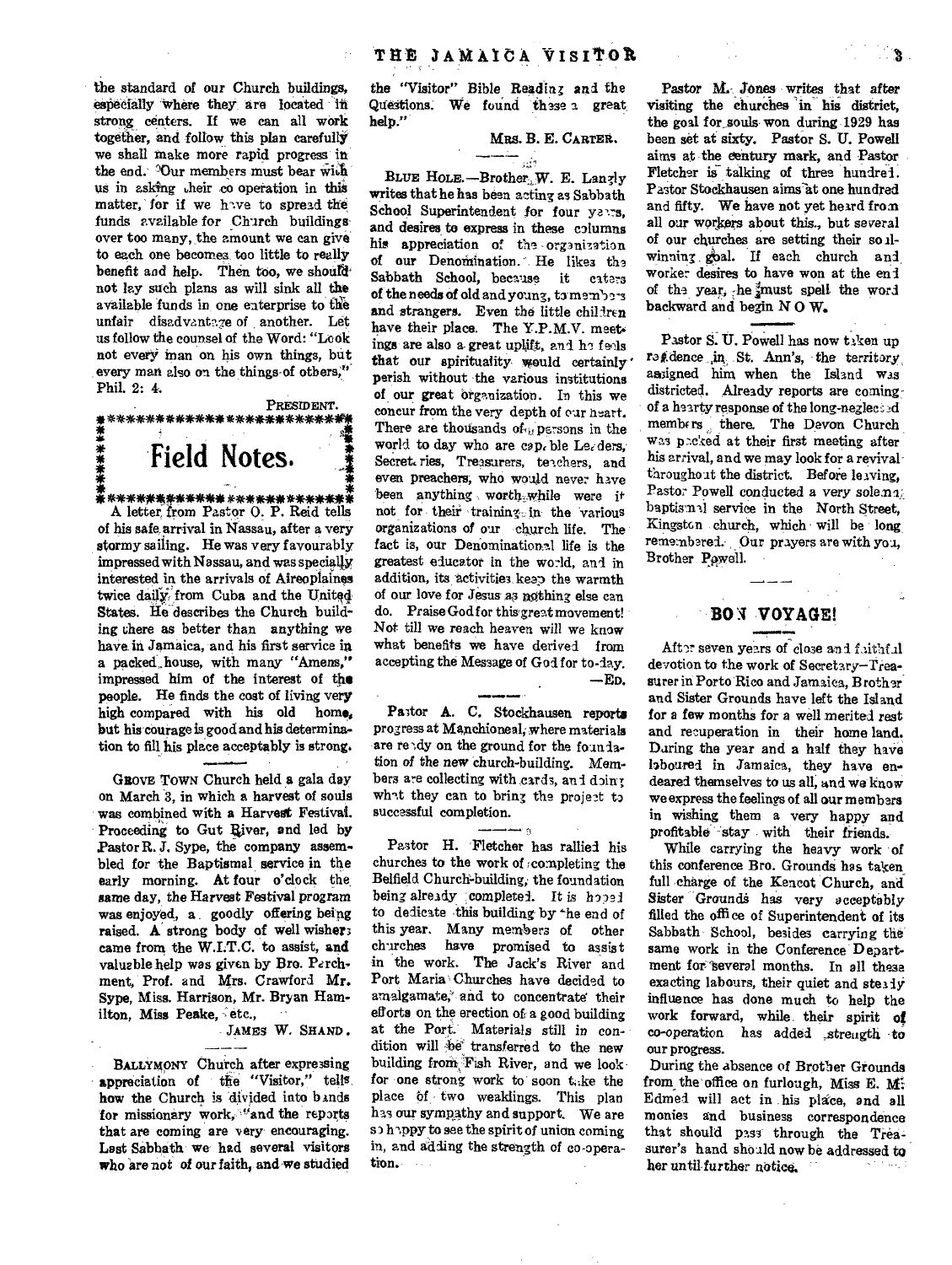the standard of our Church buildings, especially where they are located in strong centers. If we can all work together, and follow this plan carefully we shall make more rapid progress in the end. Our members must bear with us in asking their co operation in this matter, for if we have to spread the funds available for Church buildings over too many, the amount we can give to each one becomes too little to really benefit and help. Then too, we should not lay such plans as will sink all the available funds in one enterprise to the unfair disadvantage of another. Let us follow the counsel of the Word: "Look not every man on his own things, but every man also on the things of others," Phil. 2: 4.

PRESIDENT.

## Field Notes.

A letter from Pastor O. P. Reid tells of his safe arrival in Nassau, after a very stormy sailing. He was very favourably impressed with Nassau, and was specially interested in the arrivals of Aireoplaines twice daily from Cuba and the United States. He describes the Church building there as better than anything we have in Jamaica, and his first service in a packed house, with many "Amens," impressed him of the interest of the people. He finds the cost of living very high compared with his old home, but his courage is good and his determination to fill his place acceptably is strong.

GROVE TOWN Church held a gala day on March 3, in which a harvest of souls was combined with a Harvest Festival. Proceeding to Gut River, and led by Pastor R. J. Sype, the company assembled for the Baptismal service in the early morning. At four o'clock the same day, the Harvest Festival program was enjoyed, a goodly offering being raised. A strong body of well wishers came from the W.I.T.C. to assist, and valuable help was given by Bro. Parchment, Prof. and Mrs. Crawford Mr. Sype, Miss. Harrison, Mr. Bryan Hamilton, Miss Peake, etc.,

JAMES W. SHAND.

BALLYMONY Church after expressing appreciation of the "Visitor," tells how the Church is divided into bands for missionary work, "and the reports that are coming are very encouraging. Last Sabbath we had several visitors who are not of our faith, and we studied the "Visitor" Bible Reading and the Questions. We found these a great help."

MRS. B. E. CARTER.

BLUE HOLE.—Brother W. E. Langly writes that he has been acting as Sabbath School Superintendent for four years, and desires to express in these columns his appreciation of the organization of our Denomination. He likes the Sabbath School, because it caters of the needs of old and young, to members and strangers. Even the little children have their place. The Y.P.M.V. meetings are also a great uplift, and he feels that our spirituality would certainly perish without the various institutions of our great organization. In this we concur from the very depth of our heart. There are thousands of persons in the world to day who are capable Leaders, Secretaries, Treasurers, teachers, and even preachers, who would never have been anything worth-while were it not for their training in the various organizations of our church life. The fact is, our Denominational life is the greatest educator in the world, and in addition, its activities keep the warmth of our love for Jesus as nothing else can do. Praise God for this great movement! Not till we reach heaven will we know what benefits we have derived from accepting the Message of God for to-day.

—ED.

Pastor A. C. Stockhausen reports progress at Manchioneal, where materials are ready on the ground for the foundation of the new church-building. Members are collecting with cards, and doing what they can to bring the project to successful completion.

Pastor H. Fletcher has rallied his churches to the work of completing the Belfield Church-building, the foundation being already completed. It is hoped to dedicate this building by the end of this year. Many members of other churches have promised to assist in the work. The Jack's River and Port Maria Churches have decided to amalgamate, and to concentrate their efforts on the erection of a good building at the Port. Materials still in condition will be transferred to the new building from Fish River, and we look for one strong work to soon take the place of two weaklings. This plan has our sympathy and support. We are so happy to see the spirit of union coming in, and adding the strength of co-operation.

Pastor M. Jones writes that after visiting the churches in his district, the goal for souls won during 1929 has been set at sixty. Pastor S. U. Powell aims at the century mark, and Pastor Fletcher is talking of three hundred. Pastor Stockhausen aims at one hundred and fifty. We have not yet heard from all our workers about this, but several of our churches are setting their soul-winning goal. If each church and worker desires to have won at the end of the year, he must spell the word backward and begin N O W.

Pastor S. U. Powell has now taken up residence in St. Ann's, the territory assigned him when the Island was districted. Already reports are coming of a hearty response of the long-neglected members there. The Devon Church was packed at their first meeting after his arrival, and we may look for a revival throughout the district. Before leaving, Pastor Powell conducted a very solemn baptismal service in the North Street, Kingston church, which will be long remembered. Our prayers are with you, Brother Powell.

## BON VOYAGE!

After seven years of close and faithful devotion to the work of Secretary-Treasurer in Porto Rico and Jamaica, Brother and Sister Grounds have left the Island for a few months for a well merited rest and recuperation in their home land. During the year and a half they have laboured in Jamaica, they have endeared themselves to us all, and we know we express the feelings of all our members in wishing them a very happy and profitable stay with their friends.

While carrying the heavy work of this conference Bro. Grounds has taken full charge of the Kencot Church, and Sister Grounds has very acceptably filled the office of Superintendent of its Sabbath School, besides carrying the same work in the Conference Department for several months. In all these exacting labours, their quiet and steady influence has done much to help the work forward, while their spirit of co-operation has added strength to our progress.

During the absence of Brother Grounds from the office on furlough, Miss E. M. Edmed will act in his place, and all monies and business correspondence that should pass through the Treasurer's hand should now be addressed to her until further notice.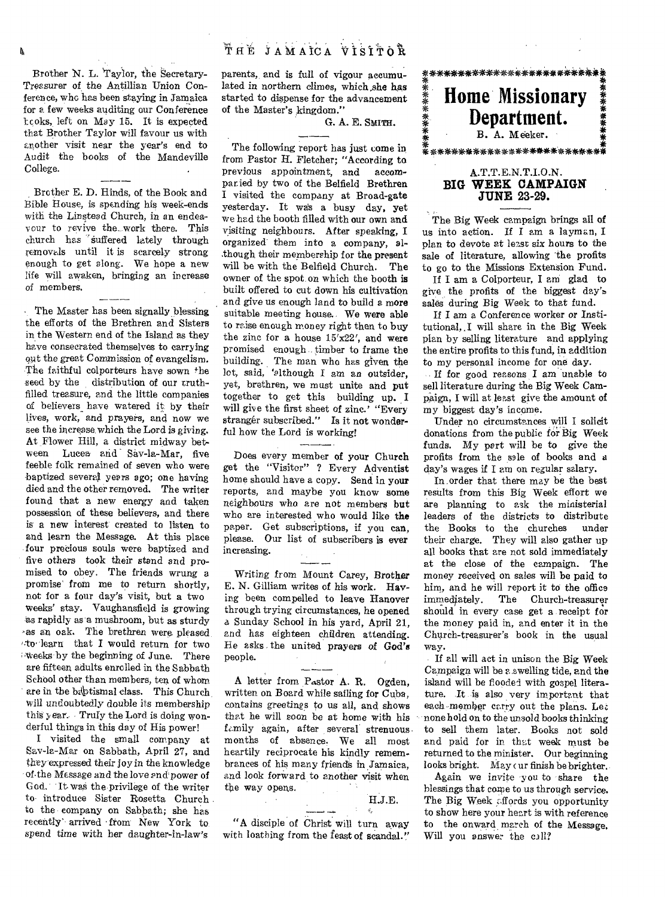Brother N. L. Taylor, the Secretary-Treasurer of the Antillian Union Conference, who has been staying in Jamaica for a few weeks auditing our Conference books, left on May 15. It is expected that Brother Taylor will favour us with another visit near the year's end to Audit the books of the Mandeville College.

Brother E. D. Hinds, of the Book and Bible House, is spending his week-ends with the Linstead Church, in an endeavour to revive the work there. This church has suffered lately through removals until it is scarcely strong enough to get along. We hope a new life will awaken, bringing an increase of members.

The Master has been signally blessing the efforts of the Brethren and Sisters in the Western end of the Island as they have consecrated themselves to carrying out the great Commission of evangelism. The faithful colporteurs have sown the seed by the distribution of our truth-filled treasure, and the little companies of believers have watered it by their lives, work, and prayers, and now we see the increase which the Lord is giving. At Flower Hill, a district midway between Lucea and Sav-la-Mar, five feeble folk remained of seven who were baptized several years ago; one having died and the other removed. The writer found that a new energy and taken possession of these believers, and there is a new interest created to listen to and learn the Message. At this place four precious souls were baptized and five others took their stand and promised to obey. The friends wrung a promise from me to return shortly, not for a four day's visit, but a two weeks' stay. Vaughansfield is growing as rapidly as a mushroom, but as sturdy as an oak. The brethren were pleased to learn that I would return for two weeks by the beginning of June. There are fifteen adults enrolled in the Sabbath School other than members, ten of whom are in the baptismal class. This Church will undoubtedly double its membership this year. Truly the Lord is doing wonderful things in this day of His power!

I visited the small company at Sav-la-Mar on Sabbath, April 27, and they expressed their joy in the knowledge of the Message and the love and power of God. It was the privilege of the writer to introduce Sister Rosetta Church to the company on Sabbath; she has recently arrived from New York to spend time with her daughter-in-law's parents, and is full of vigour accumulated in northern climes, which she has started to dispense for the advancement of the Master's kingdom."

G. A. E. SMITH.

The following report has just come in from Pastor H. Fletcher; "According to previous appointment, and accompanied by two of the Belfield Brethren I visited the company at Broad-gate yesterday. It was a busy day, yet we had the booth filled with our own and visiting neighbours. After speaking, I organized them into a company, although their membership for the present will be with the Belfield Church. The owner of the spot on which the booth is built offered to cut down his cultivation and give us enough land to build a more suitable meeting house. We were able to raise enough money right then to buy the zinc for a house 15'x22', and were promised enough timber to frame the building. The man who has given the lot, said, 'although I am an outsider, yet, brethren, we must unite and put together to get this building up. I will give the first sheet of zinc.' "Every stranger subscribed." Is it not wonderful how the Lord is working!

Does every member of your Church get the "Visitor" ? Every Adventist home should have a copy. Send in your reports, and maybe you know some neighbours who are not members but who are interested who would like the paper. Get subscriptions, if you can, please. Our list of subscribers is ever increasing.

Writing from Mount Carey, Brother E. N. Gilliam writes of his work. Having been compelled to leave Hanover through trying circumstances, he opened a Sunday School in his yard, April 21, and has eighteen children attending. He asks the united prayers of God's people.

A letter from Pastor A. R. Ogden, written on Board while sailing for Cuba, contains greetings to us all, and shows that he will soon be at home with his family again, after several strenuous months of absence. We all most heartily reciprocate his kindly remembrances of his many friends in Jamaica, and look forward to another visit when the way opens.

H.J.E.

"A disciple of Christ will turn away with loathing from the feast of scandal."

# Home Missionary Department.

B. A. Meeker.

## A.T.T.E.N.T.I.O.N. BIG WEEK CAMPAIGN JUNE 23-29.

The Big Week campaign brings all of us into action. If I am a layman, I plan to devote at least six hours to the sale of literature, allowing the profits to go to the Missions Extension Fund.

If I am a Colporteur, I am glad to give the profits of the biggest day's sales during Big Week to that fund.

If I am a Conference worker or Institutional, I will share in the Big Week plan by selling literature and applying the entire profits to this fund, in addition to my personal income for one day.

If for good reasons I am unable to sell literature during the Big Week Campaign, I will at least give the amount of my biggest day's income.

Under no circumstances will I solicit donations from the public for Big Week funds. My part will be to give the profits from the sale of books and a day's wages if I am on regular salary.

In order that there may be the best results from this Big Week effort we are planning to ask the ministerial leaders of the districts to distribute the Books to the churches under their charge. They will also gather up all books that are not sold immediately at the close of the campaign. The money received on sales will be paid to him, and he will report it to the office immediately. The Church-treasurer should in every case get a receipt for the money paid in, and enter it in the Church-treasurer's book in the usual way.

If all will act in unison the Big Week Campaign will be a swelling tide, and the island will be flooded with gospel literature. It is also very important that each member carry out the plans. Let none hold on to the unsold books thinking to sell them later. Books not sold and paid for in that week must be returned to the minister. Our beginning looks bright. May our finish be brighter.

Again we invite you to share the blessings that come to us through service. The Big Week affords you opportunity to show here your heart is with reference to the onward march of the Message. Will you answer the call?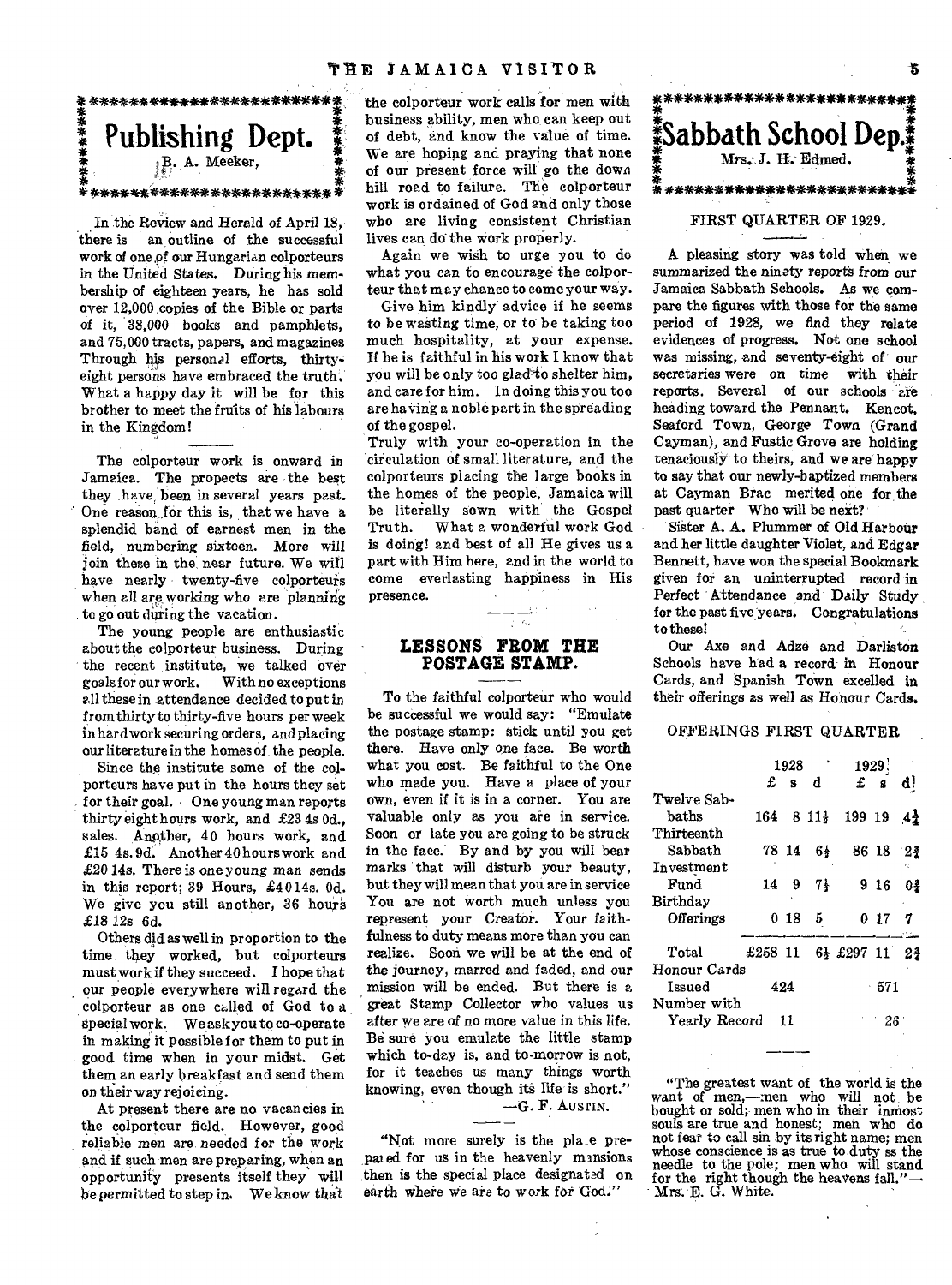## Publishing Dept.

B. A. Meeker,

In the Review and Herald of April 18, there is an outline of the successful work of one of our Hungarian colporteurs in the United States. During his membership of eighteen years, he has sold over 12,000 copies of the Bible or parts of it, 38,000 books and pamphlets, and 75,000 tracts, papers, and magazines. Through his personal efforts, thirty-eight persons have embraced the truth. What a happy day it will be for this brother to meet the fruits of his labours in the Kingdom!

The colporteur work is onward in Jamaica. The propects are the best they have been in several years past. One reason for this is, that we have a splendid band of earnest men in the field, numbering sixteen. More will join these in the near future. We will have nearly twenty-five colporteurs when all are working who are planning to go out during the vacation.

The young people are enthusiastic about the colporteur business. During the recent institute, we talked over goals for our work. With no exceptions all these in attendance decided to put in from thirty to thirty-five hours per week in hard work securing orders, and placing our literature in the homes of the people.

Since the institute some of the colporteurs have put in the hours they set for their goal. One young man reports thirty eight hours work, and £23 4s 0d., sales. Another, 40 hours work, and £15 4s. 9d. Another 40 hours work and £20 14s. There is one young man sends in this report; 39 Hours, £40 14s. 0d. We give you still another, 36 hours £18 12s 6d.

Others did as well in proportion to the time they worked, but colporteurs must work if they succeed. I hope that our people everywhere will regard the colporteur as one called of God to a special work. We ask you to co-operate in making it possible for them to put in good time when in your midst. Get them an early breakfast and send them on their way rejoicing.

At present there are no vacancies in the colporteur field. However, good reliable men are needed for the work and if such men are preparing, when an opportunity presents itself they will be permitted to step in. We know that the colporteur work calls for men with business ability, men who can keep out of debt, and know the value of time. We are hoping and praying that none of our present force will go the down hill road to failure. The colporteur work is ordained of God and only those who are living consistent Christian lives can do the work properly.

Again we wish to urge you to do what you can to encourage the colporteur that may chance to come your way.

Give him kindly advice if he seems to be wasting time, or to be taking too much hospitality, at your expense. If he is faithful in his work I know that you will be only too glad to shelter him, and care for him. In doing this you too are having a noble part in the spreading of the gospel.

Truly with your co-operation in the circulation of small literature, and the colporteurs placing the large books in the homes of the people, Jamaica will be literally sown with the Gospel Truth. What a wonderful work God is doing! and best of all He gives us a part with Him here, and in the world to come everlasting happiness in His presence.

### LESSONS FROM THE POSTAGE STAMP.

To the faithful colporteur who would be successful we would say: "Emulate the postage stamp: stick until you get there. Have only one face. Be worth what you cost. Be faithful to the One who made you. Have a place of your own, even if it is in a corner. You are valuable only as you are in service. Soon or late you are going to be struck in the face. By and by you will bear marks that will disturb your beauty, but they will mean that you are in service. You are not worth much unless you represent your Creator. Your faithfulness to duty means more than you can realize. Soon we will be at the end of the journey, marred and faded, and our mission will be ended. But there is a great Stamp Collector who values us after we are of no more value in this life. Be sure you emulate the little stamp which to-day is, and to-morrow is not, for it teaches us many things worth knowing, even though its life is short."

—G. F. AUSTIN.

"Not more surely is the place prepared for us in the heavenly mansions then is the special place designated on earth where we are to work for God."

## Sabbath School Dep.

Mrs. J. H. Edmed.

### FIRST QUARTER OF 1929.

A pleasing story was told when we summarized the ninety reports from our Jamaica Sabbath Schools. As we compare the figures with those for the same period of 1928, we find they relate evidences of progress. Not one school was missing, and seventy-eight of our secretaries were on time with their reports. Several of our schools are heading toward the Pennant. Kencot, Seaford Town, George Town (Grand Cayman), and Fustic Grove are holding tenaciously to theirs, and we are happy to say that our newly-baptized members at Cayman Brac merited one for the past quarter. Who will be next?

Sister A. A. Plummer of Old Harbour and her little daughter Violet, and Edgar Bennett, have won the special Bookmark given for an uninterrupted record in Perfect Attendance and Daily Study for the past five years. Congratulations to these!

Our Axe and Adze and Darliston Schools have had a record in Honour Cards, and Spanish Town excelled in their offerings as well as Honour Cards.

#### OFFERINGS FIRST QUARTER

| | 1928 £ s d | 1929 £ s d |
|---|---|---|
| Twelve Sabbaths | 164 8 11½ | 199 19 4½ |
| Thirteenth Sabbath | 78 14 6½ | 86 18 2¾ |
| Investment Fund | 14 9 7½ | 9 16 0¾ |
| Birthday Offerings | 0 18 5 | 0 17 7 |
| Total | £258 11 6½ | £297 11 2¾ |
| Honour Cards Issued | 424 | 571 |
| Number with Yearly Record | 11 | 26 |

"The greatest want of the world is the want of men,—men who will not be bought or sold; men who in their inmost souls are true and honest; men who do not fear to call sin by its right name; men whose conscience is as true to duty as the needle to the pole; men who will stand for the right though the heavens fall."—Mrs. E. G. White.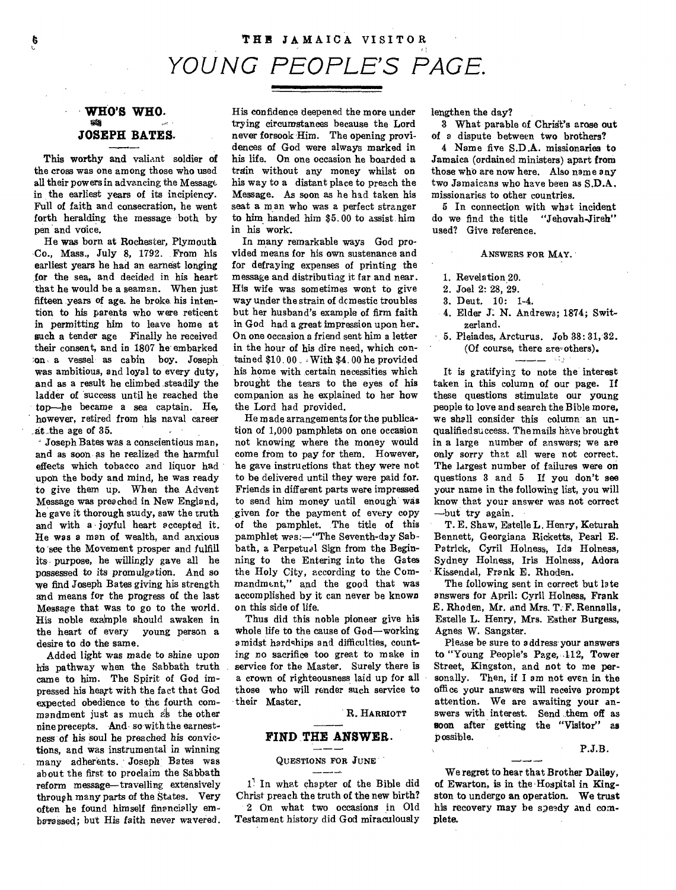# YOUNG PEOPLE'S PAGE.

## WHO'S WHO.

### JOSEPH BATES.

This worthy and valiant soldier of the cross was one among those who used all their powers in advancing the Message in the earliest years of its incipiency. Full of faith and consecration, he went forth heralding the message both by pen and voice.

He was born at Rochester, Plymouth Co., Mass., July 8, 1792. From his earliest years he had an earnest longing for the sea, and decided in his heart that he would be a seaman. When just fifteen years of age he broke his intention to his parents who were reticent in permitting him to leave home at such a tender age. Finally he received their consent, and in 1807 he embarked on a vessel as cabin boy. Joseph was ambitious, and loyal to every duty, and as a result he climbed steadily the ladder of success until he reached the top—he became a sea captain. He, however, retired from his naval career at the age of 35.

Joseph Bates was a conscientious man, and as soon as he realized the harmful effects which tobacco and liquor had upon the body and mind, he was ready to give them up. When the Advent Message was preached in New England, he gave it thorough study, saw the truth and with a joyful heart accepted it. He was a man of wealth, and anxious to see the Movement prosper and fulfill its purpose, he willingly gave all he possessed to its promulgation. And so we find Joseph Bates giving his strength and means for the progress of the last Message that was to go to the world. His noble example should awaken in the heart of every young person a desire to do the same.

Added light was made to shine upon his pathway when the Sabbath truth came to him. The Spirit of God impressed his heart with the fact that God expected obedience to the fourth commandment just as much as the other nine precepts. And so with the earnestness of his soul he preached his convictions, and was instrumental in winning many adherents. Joseph Bates was about the first to proclaim the Sabbath reform message—travelling extensively through many parts of the States. Very often he found himself financially embarrassed; but His faith never wavered. His confidence deepened the more under trying circumstances because the Lord never forsook Him. The opening providences of God were always marked in his life. On one occasion he boarded a train without any money whilst on his way to a distant place to preach the Message. As soon as he had taken his seat a man who was a perfect stranger to him handed him $5.00 to assist him in his work.

In many remarkable ways God provided means for his own sustenance and for defraying expenses of printing the message and distributing it far and near. His wife was sometimes wont to give way under the strain of domestic troubles but her husband's example of firm faith in God had a great impression upon her. On one occasion a friend sent him a letter in the hour of his dire need, which contained $10.00. With $4.00 he provided his home with certain necessities which brought the tears to the eyes of his companion as he explained to her how the Lord had provided.

He made arrangements for the publication of 1,000 pamphlets on one occasion not knowing where the money would come from to pay for them. However, he gave instructions that they were not to be delivered until they were paid for. Friends in different parts were impressed to send him money until enough was given for the payment of every copy of the pamphlet. The title of this pamphlet was:—"The Seventh-day Sabbath, a Perpetual Sign from the Beginning to the Entering into the Gates the Holy City, according to the Commandment," and the good that was accomplished by it can never be known on this side of life.

Thus did this noble pioneer give his whole life to the cause of God—working amidst hardships and difficulties, counting no sacrifice too great to make in service for the Master. Surely there is a crown of righteousness laid up for all those who will render such service to their Master.

R. HARRIOTT

## FIND THE ANSWER.

### QUESTIONS FOR JUNE

1 In what chapter of the Bible did Christ preach the truth of the new birth?

2 On what two occasions in Old Testament history did God miraculously lengthen the day?

3 What parable of Christ's arose out of a dispute between two brothers?

4 Name five S.D.A. missionaries to Jamaica (ordained ministers) apart from those who are now here. Also name any two Jamaicans who have been as S.D.A. missionaries to other countries.

5 In connection with what incident do we find the title "Jehovah-Jireh" used? Give reference.

### ANSWERS FOR MAY.

1. Revelation 20.
2. Joel 2: 28, 29.
3. Deut. 10: 1-4.
4. Elder J. N. Andrews; 1874; Switzerland.
5. Pleiades, Arcturus. Job 38: 31, 32. (Of course, there are others).

It is gratifying to note the interest taken in this column of our page. If these questions stimulate our young people to love and search the Bible more, we shall consider this column an unqualified success. The mails have brought in a large number of answers; we are only sorry that all were not correct. The largest number of failures were on questions 3 and 5 If you don't see your name in the following list, you will know that your answer was not correct —but try again.

T. E. Shaw, Estelle L. Henry, Keturah Bennett, Georgiana Ricketts, Pearl E. Patrick, Cyril Holness, Ida Holness, Sydney Holness, Iris Holness, Adora Kissendal, Frank E. Rhoden.

The following sent in correct but late answers for April: Cyril Holness, Frank E. Rhoden, Mr. and Mrs. T. F. Rennalls, Estelle L. Henry, Mrs. Esther Burgess, Agnes W. Sangster.

Please be sure to address your answers to "Young People's Page, 112, Tower Street, Kingston, and not to me personally. Then, if I am not even in the office your answers will receive prompt attention. We are awaiting your answers with interest. Send them off as soon after getting the "Visitor" as possible.

P.J.B.

We regret to hear that Brother Dailey, of Ewarton, is in the Hospital in Kingston to undergo an operation. We trust his recovery may be speedy and complete.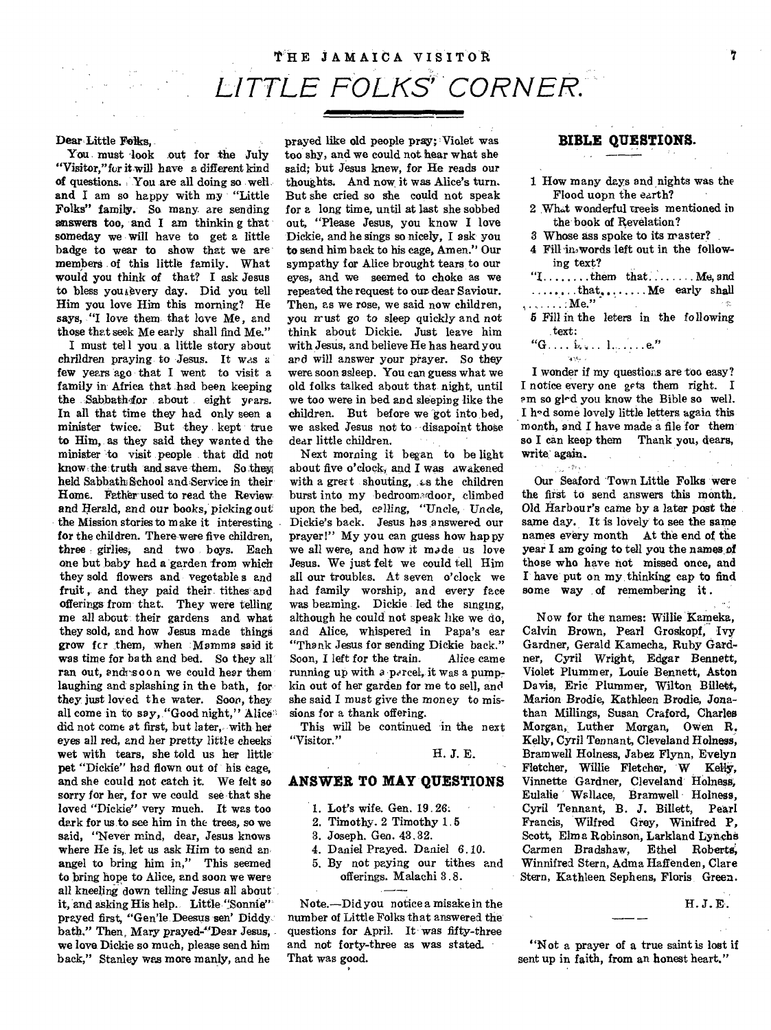# LITTLE FOLKS' CORNER.

Dear Little Folks,

You must look out for the July "Visitor," for it will have a different kind of questions. You are all doing so well and I am so happy with my "Little Folks" family. So many are sending answers too, and I am thinking that someday we will have to get a little badge to wear to show that we are members of this little family. What would you think of that? I ask Jesus to bless you every day. Did you tell Him you love Him this morning? He says, "I love them that love Me, and those that seek Me early shall find Me."

I must tell you a little story about chrildren praying to Jesus. It was a few years ago that I went to visit a family in Africa that had been keeping the Sabbath for about eight years. In all that time they had only seen a minister twice. But they kept true to Him, as they said they wanted the minister to visit people that did not know the truth and save them. So they held Sabbath School and Service in their Home. Father used to read the Review and Herald, and our books, picking out the Mission stories to make it interesting for the children. There were five children, three girlies, and two boys. Each one but baby had a garden from which they sold flowers and vegetables and fruit, and they paid their tithes and offerings from that. They were telling me all about their gardens and what they sold, and how Jesus made things grow for them, when Mamma said it was time for bath and bed. So they all ran out, and soon we could hear them laughing and splashing in the bath, for they just loved the water. Soon, they all come in to say, "Good night," Alice did not come at first, but later, with her eyes all red, and her pretty little cheeks wet with tears, she told us her little pet "Dickie" had flown out of his cage, and she could not catch it. We felt so sorry for her, for we could see that she loved "Dickie" very much. It was too dark for us to see him in the trees, so we said, "Never mind, dear, Jesus knows where He is, let us ask Him to send an angel to bring him in," This seemed to bring hope to Alice, and soon we were all kneeling down telling Jesus all about it, and asking His help. Little "Sonnie" prayed first, "Gen'le Deesus sen' Diddy bath." Then, Mary prayed-"Dear Jesus, we love Dickie so much, please send him back," Stanley was more manly, and he prayed like old people pray; Violet was too shy, and we could not hear what she said; but Jesus knew, for He reads our thoughts. And now it was Alice's turn. But she cried so she could not speak for a long time, until at last she sobbed out, "Please Jesus, you know I love Dickie, and he sings so nicely, I ask you to send him back to his cage, Amen." Our sympathy for Alice brought tears to our eyes, and we seemed to choke as we repeated the request to our dear Saviour. Then, as we rose, we said now children, you must go to sleep quickly and not think about Dickie. Just leave him with Jesus, and believe He has heard you and will answer your prayer. So they were soon asleep. You can guess what we old folks talked about that night, until we too were in bed and sleeping like the children. But before we got into bed, we asked Jesus not to disapoint those dear little children.

Next morning it began to be light about five o'clock, and I was awakened with a great shouting, as the children burst into my bedroom door, climbed upon the bed, calling, "Uncle, Uncle, Dickie's back. Jesus has answered our prayer!" My you can guess how happy we all were, and how it made us love Jesus. We just felt we could tell Him all our troubles. At seven o'clock we had family worship, and every face was beaming. Dickie led the singing, although he could not speak like we do, and Alice, whispered in Papa's ear "Thank Jesus for sending Dickie back." Soon, I left for the train. Alice came running up with a parcel, it was a pumpkin out of her garden for me to sell, and she said I must give the money to missions for a thank offering.

This will be continued in the next "Visitor."

H. J. E.

## ANSWER TO MAY QUESTIONS

1. Lot's wife. Gen. 19.26.
2. Timothy. 2 Timothy 1.5
3. Joseph. Gen. 43.32.
4. Daniel Prayed. Daniel 6.10.
5. By not paying our tithes and offerings. Malachi 3.8.

Note.—Did you notice a misake in the number of Little Folks that answered the questions for April. It was fifty-three and not forty-three as was stated. That was good.

## BIBLE QUESTIONS.

1. How many days and nights was the Flood uopn the earth?
2. What wonderful treeis mentioned in the book of Revelation?
3. Whose ass spoke to its master?
4. Fill in words left out in the following text?
   "I........them that........Me, and ........that........Me early shall ........Me."
5. Fill in the leters in the following text:
   "G.... i.... l........e."

I wonder if my questions are too easy? I notice every one gets them right. I am so glad you know the Bible so well. I had some lovely little letters again this month, and I have made a file for them so I can keep them Thank you, dears, write again.

Our Seaford Town Little Folks were the first to send answers this month. Old Harbour's came by a later post the same day. It is lovely to see the same names every month At the end of the year I am going to tell you the names of those who have not missed once, and I have put on my thinking cap to find some way of remembering it.

Now for the names: Willie Kameka, Calvin Brown, Pearl Groskopf, Ivy Gardner, Gerald Kamecha, Ruby Gardner, Cyril Wright, Edgar Bennett, Violet Plummer, Louie Bennett, Aston Davis, Eric Plummer, Wilton Billett, Marion Brodie, Kathleen Brodie, Jonathan Millings, Susan Craford, Charles Morgan, Luther Morgan, Owen R. Kelly, Cyril Tennant, Cleveland Holness, Bramwell Holness, Jabez Flynn, Evelyn Fletcher, Willie Fletcher, W Kelly, Vinnette Gardner, Cleveland Holness, Eulalie Wallace, Bramwell Holness, Cyril Tennant, B. J. Billett, Pearl Francis, Wilfred Grey, Winifred P, Scott, Elma Robinson, Larkland Lynchs Carmen Bradshaw, Ethel Roberts, Winnifred Stern, Adma Haffenden, Clare Stern, Kathleen Sephens, Floris Green.

H. J. E.

"Not a prayer of a true saint is lost if sent up in faith, from an honest heart."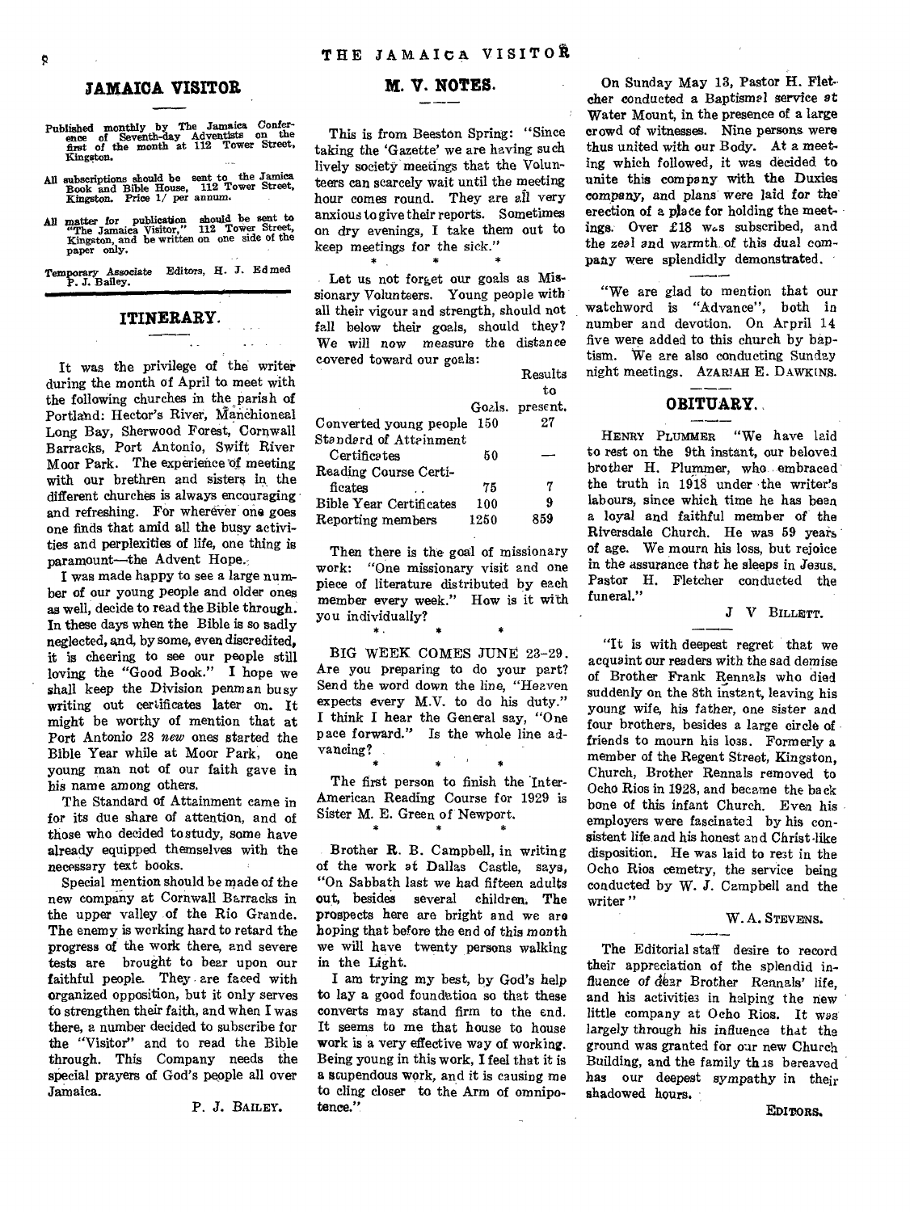## JAMAICA VISITOR

Published monthly by The Jamaica Conference of Seventh-day Adventists on the first of the month at 112 Tower Street, Kingston.

All subscriptions should be sent to the Jamica Book and Bible House, 112 Tower Street, Kingston. Price 1/ per annum.

All matter for publication should be sent to "The Jamaica Visitor," 112 Tower Street, Kingston, and be written on one side of the paper only.

Temporary Associate Editors, H. J. Edmed P. J. Bailey.

## ITINERARY.

It was the privilege of the writer during the month of April to meet with the following churches in the parish of Portland: Hector's River, Manchioneal Long Bay, Sherwood Forest, Cornwall Barracks, Port Antonio, Swift River Moor Park. The experience of meeting with our brethren and sisters in the different churches is always encouraging and refreshing. For wherever one goes one finds that amid all the busy activities and perplexities of life, one thing is paramount—the Advent Hope.

I was made happy to see a large number of our young people and older ones as well, decide to read the Bible through. In these days when the Bible is so sadly neglected, and, by some, even discredited, it is cheering to see our people still loving the "Good Book." I hope we shall keep the Division penman busy writing out certificates later on. It might be worthy of mention that at Port Antonio 28 *new* ones started the Bible Year while at Moor Park, one young man not of our faith gave in his name among others.

The Standard of Attainment came in for its due share of attention, and of those who decided to study, some have already equipped themselves with the necessary text books.

Special mention should be made of the new company at Cornwall Barracks in the upper valley of the Rio Grande. The enemy is working hard to retard the progress of the work there, and severe tests are brought to bear upon our faithful people. They are faced with organized opposition, but it only serves to strengthen their faith, and when I was there, a number decided to subscribe for the "Visitor" and to read the Bible through. This Company needs the special prayers of God's people all over Jamaica.

P. J. BAILEY.

## M. V. NOTES.

This is from Beeston Spring: "Since taking the 'Gazette' we are having such lively society meetings that the Volunteers can scarcely wait until the meeting hour comes round. They are all very anxious to give their reports. Sometimes on dry evenings, I take them out to keep meetings for the sick."

\* \* \*

Let us not forget our goals as Missionary Volunteers. Young people with all their vigour and strength, should not fall below their goals, should they? We will now measure the distance covered toward our goals:

| | Goals. | Results to present. |
|---|---|---|
| Converted young people | 150 | 27 |
| Standard of Attainment Certificates | 50 | — |
| Reading Course Certificates | 75 | 7 |
| Bible Year Certificates | 100 | 9 |
| Reporting members | 1250 | 859 |

Then there is the goal of missionary work: "One missionary visit and one piece of literature distributed by each member every week." How is it with you individually?

\* \* \*

BIG WEEK COMES JUNE 23–29. Are you preparing to do your part? Send the word down the line, "Heaven expects every M.V. to do his duty." I think I hear the General say, "One pace forward." Is the whole line advancing?

\* \* \*

The first person to finish the Inter-American Reading Course for 1929 is Sister M. E. Green of Newport.

\* \* \*

Brother R. B. Campbell, in writing of the work at Dallas Castle, says, "On Sabbath last we had fifteen adults out, besides several children. The prospects here are bright and we are hoping that before the end of this month we will have twenty persons walking in the Light.

I am trying my best, by God's help to lay a good foundation so that these converts may stand firm to the end. It seems to me that house to house work is a very effective way of working. Being young in this work, I feel that it is a stupendous work, and it is causing me to cling closer to the Arm of omnipotence."

On Sunday May 13, Pastor H. Fletcher conducted a Baptismal service at Water Mount, in the presence of a large crowd of witnesses. Nine persons were thus united with our Body. At a meeting which followed, it was decided to unite this company with the Duxies company, and plans were laid for the erection of a place for holding the meetings. Over £18 was subscribed, and the zeal and warmth of this dual company were splendidly demonstrated.

"We are glad to mention that our watchword is "Advance", both in number and devotion. On Arpril 14 five were added to this church by baptism. We are also conducting Sunday night meetings. AZARIAH E. DAWKINS.

## OBITUARY.

HENRY PLUMMER "We have laid to rest on the 9th instant, our beloved brother H. Plummer, who embraced the truth in 1918 under the writer's labours, since which time he has been a loyal and faithful member of the Riversdale Church. He was 59 years of age. We mourn his loss, but rejoice in the assurance that he sleeps in Jesus. Pastor H. Fletcher conducted the funeral."

J V BILLETT.

"It is with deepest regret that we acquaint our readers with the sad demise of Brother Frank Rennals who died suddenly on the 8th instant, leaving his young wife, his father, one sister and four brothers, besides a large circle of friends to mourn his loss. Formerly a member of the Regent Street, Kingston, Church, Brother Rennals removed to Ocho Rios in 1928, and became the back bone of this infant Church. Even his employers were fascinated by his consistent life and his honest and Christ-like disposition. He was laid to rest in the Ocho Rios cemetry, the service being conducted by W. J. Campbell and the writer"

W. A. STEVENS.

The Editorial staff desire to record their appreciation of the splendid influence of dear Brother Rennals' life, and his activities in helping the new little company at Ocho Rios. It was largely through his influence that the ground was granted for our new Church Building, and the family thus bereaved has our deepest sympathy in their shadowed hours.

EDITORS.